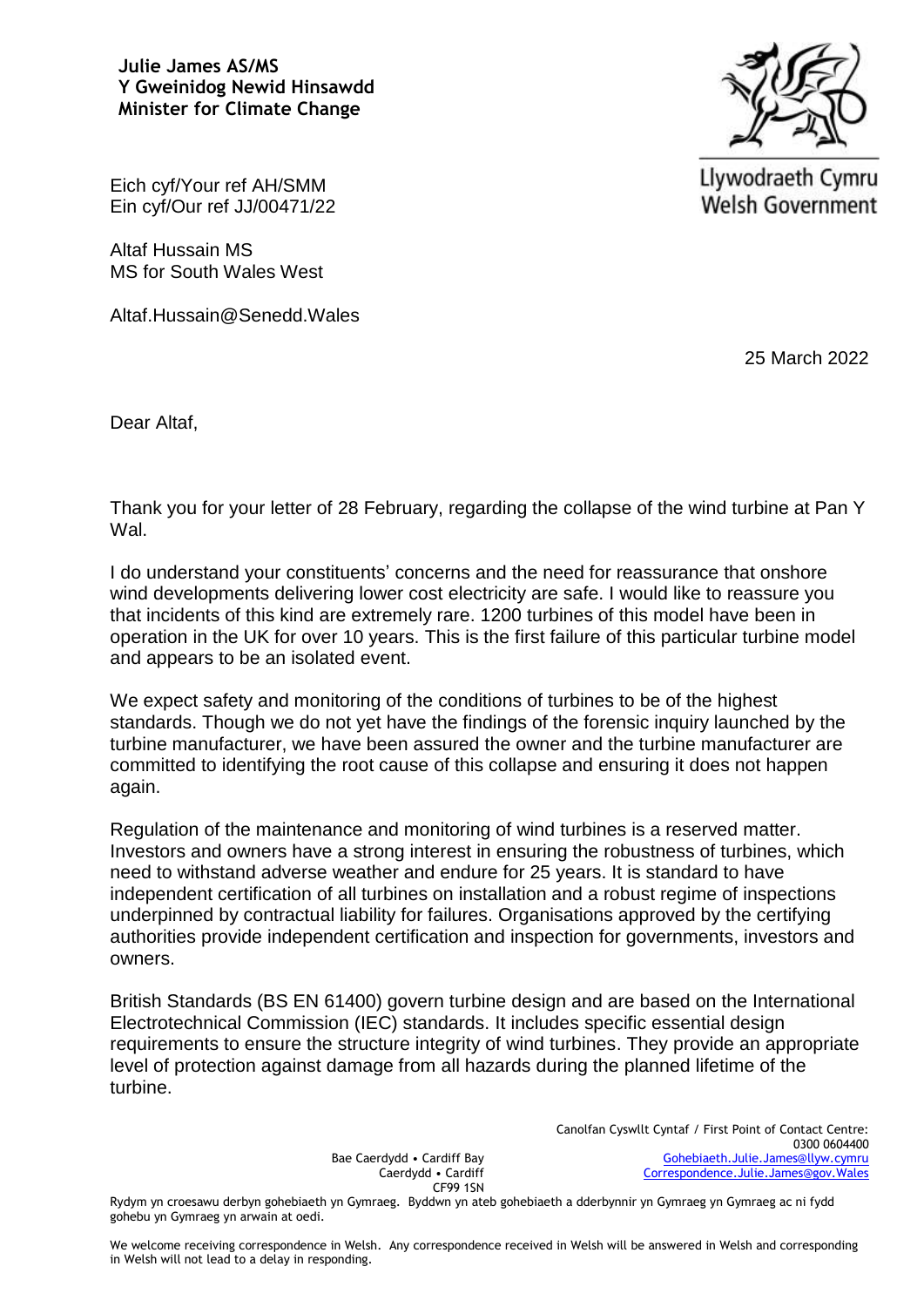**Julie James AS/MS**
**Y Gweinidog Newid Hinsawdd**
**Minister for Climate Change**

Llywodraeth Cymru
Welsh Government

Eich cyf/Your ref AH/SMM
Ein cyf/Our ref JJ/00471/22

Altaf Hussain MS
MS for South Wales West

Altaf.Hussain@Senedd.Wales

25 March 2022

Dear Altaf,

Thank you for your letter of 28 February, regarding the collapse of the wind turbine at Pan Y Wal.

I do understand your constituents' concerns and the need for reassurance that onshore wind developments delivering lower cost electricity are safe. I would like to reassure you that incidents of this kind are extremely rare. 1200 turbines of this model have been in operation in the UK for over 10 years. This is the first failure of this particular turbine model and appears to be an isolated event.

We expect safety and monitoring of the conditions of turbines to be of the highest standards. Though we do not yet have the findings of the forensic inquiry launched by the turbine manufacturer, we have been assured the owner and the turbine manufacturer are committed to identifying the root cause of this collapse and ensuring it does not happen again.

Regulation of the maintenance and monitoring of wind turbines is a reserved matter. Investors and owners have a strong interest in ensuring the robustness of turbines, which need to withstand adverse weather and endure for 25 years. It is standard to have independent certification of all turbines on installation and a robust regime of inspections underpinned by contractual liability for failures. Organisations approved by the certifying authorities provide independent certification and inspection for governments, investors and owners.

British Standards (BS EN 61400) govern turbine design and are based on the International Electrotechnical Commission (IEC) standards. It includes specific essential design requirements to ensure the structure integrity of wind turbines. They provide an appropriate level of protection against damage from all hazards during the planned lifetime of the turbine.

Bae Caerdydd • Cardiff Bay
Caerdydd • Cardiff
CF99 1SN

Canolfan Cyswllt Cyntaf / First Point of Contact Centre:
0300 0604400
Gohebiaeth.Julie.James@llyw.cymru
Correspondence.Julie.James@gov.Wales

Rydym yn croesawu derbyn gohebiaeth yn Gymraeg. Byddwn yn ateb gohebiaeth a dderbynnir yn Gymraeg yn Gymraeg ac ni fydd gohebu yn Gymraeg yn arwain at oedi.

We welcome receiving correspondence in Welsh. Any correspondence received in Welsh will be answered in Welsh and corresponding in Welsh will not lead to a delay in responding.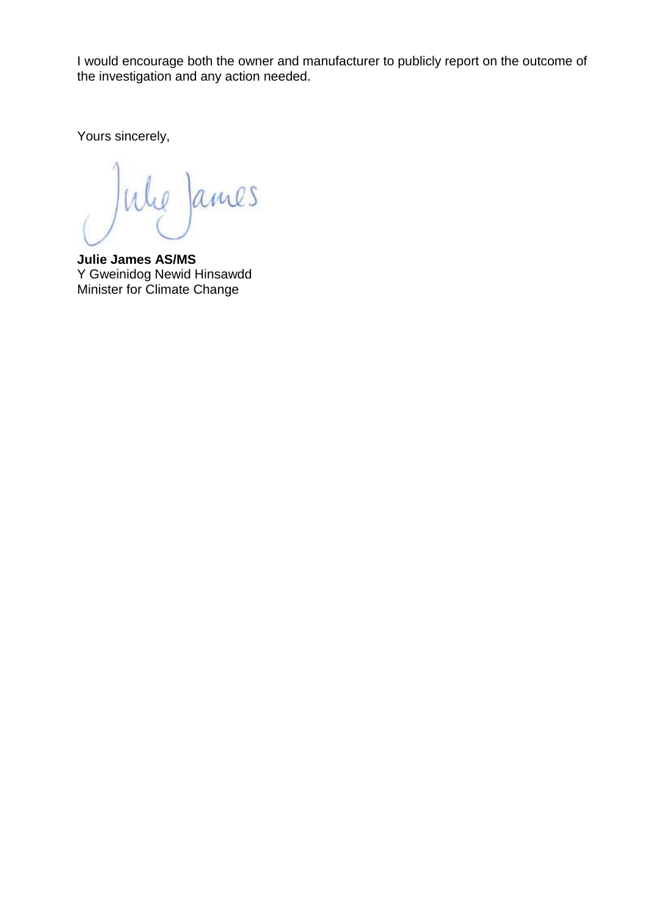I would encourage both the owner and manufacturer to publicly report on the outcome of the investigation and any action needed.

Yours sincerely,

**Julie James AS/MS**
Y Gweinidog Newid Hinsawdd
Minister for Climate Change